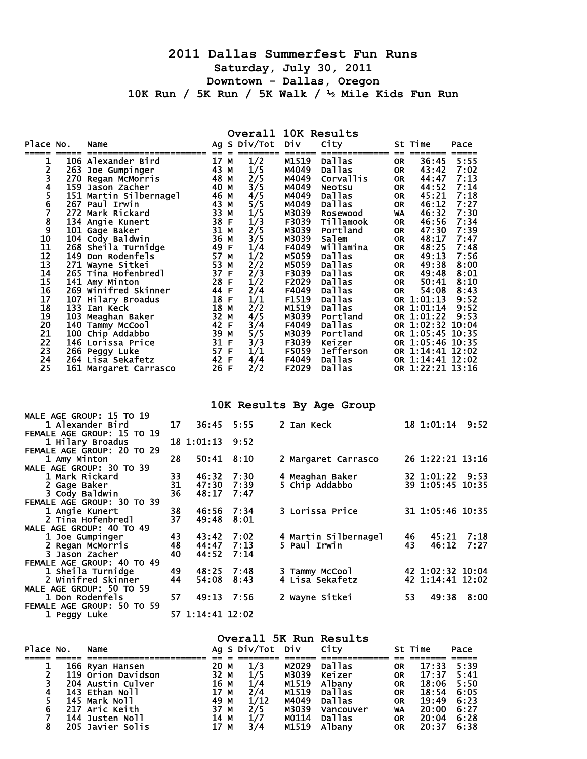# 2011 Dallas Summerfest Fun Runs

**Saturday, July 30, 2011**

**Downtown - Dallas, Oregon**

**10K Run / 5K Run / 5K Walk / ½ Mile Kids Fun Run**

## Overall 10K Results

| Place | No. | Name | Ag | S | Div/Tot | Div | City | St | Time | Pace |
|---|---|---|---|---|---|---|---|---|---|---|
| 1 | 106 | Alexander Bird | 17 | M | 1/2 | M1519 | Dallas | OR | 36:45 | 5:55 |
| 2 | 263 | Joe Gumpinger | 43 | M | 1/5 | M4049 | Dallas | OR | 43:42 | 7:02 |
| 3 | 270 | Regan McMorris | 48 | M | 2/5 | M4049 | Corvallis | OR | 44:47 | 7:13 |
| 4 | 159 | Jason Zacher | 40 | M | 3/5 | M4049 | Neotsu | OR | 44:52 | 7:14 |
| 5 | 151 | Martin Silbernagel | 46 | M | 4/5 | M4049 | Dallas | OR | 45:21 | 7:18 |
| 6 | 267 | Paul Irwin | 43 | M | 5/5 | M4049 | Dallas | OR | 46:12 | 7:27 |
| 7 | 272 | Mark Rickard | 33 | M | 1/5 | M3039 | Rosewood | WA | 46:32 | 7:30 |
| 8 | 134 | Angie Kunert | 38 | F | 1/3 | F3039 | Tillamook | OR | 46:56 | 7:34 |
| 9 | 101 | Gage Baker | 31 | M | 2/5 | M3039 | Portland | OR | 47:30 | 7:39 |
| 10 | 104 | Cody Baldwin | 36 | M | 3/5 | M3039 | Salem | OR | 48:17 | 7:47 |
| 11 | 268 | Sheila Turnidge | 49 | F | 1/4 | F4049 | Willamina | OR | 48:25 | 7:48 |
| 12 | 149 | Don Rodenfels | 57 | M | 1/2 | M5059 | Dallas | OR | 49:13 | 7:56 |
| 13 | 271 | Wayne Sitkei | 53 | M | 2/2 | M5059 | Dallas | OR | 49:38 | 8:00 |
| 14 | 265 | Tina Hofenbredl | 37 | F | 2/3 | F3039 | Dallas | OR | 49:48 | 8:01 |
| 15 | 141 | Amy Minton | 28 | F | 1/2 | F2029 | Dallas | OR | 50:41 | 8:10 |
| 16 | 269 | Winifred Skinner | 44 | F | 2/4 | F4049 | Dallas | OR | 54:08 | 8:43 |
| 17 | 107 | Hilary Broadus | 18 | F | 1/1 | F1519 | Dallas | OR | 1:01:13 | 9:52 |
| 18 | 133 | Ian Keck | 18 | M | 2/2 | M1519 | Dallas | OR | 1:01:14 | 9:52 |
| 19 | 103 | Meaghan Baker | 32 | M | 4/5 | M3039 | Portland | OR | 1:01:22 | 9:53 |
| 20 | 140 | Tammy McCool | 42 | F | 3/4 | F4049 | Dallas | OR | 1:02:32 | 10:04 |
| 21 | 100 | Chip Addabbo | 39 | M | 5/5 | M3039 | Portland | OR | 1:05:45 | 10:35 |
| 22 | 146 | Lorissa Price | 31 | F | 3/3 | F3039 | Keizer | OR | 1:05:46 | 10:35 |
| 23 | 266 | Peggy Luke | 57 | F | 1/1 | F5059 | Jefferson | OR | 1:14:41 | 12:02 |
| 24 | 264 | Lisa Sekafetz | 42 | F | 4/4 | F4049 | Dallas | OR | 1:14:41 | 12:02 |
| 25 | 161 | Margaret Carrasco | 26 | F | 2/2 | F2029 | Dallas | OR | 1:22:21 | 13:16 |

## 10K Results By Age Group

```
MALE AGE GROUP: 15 TO 19
    1 Alexander Bird       17   36:45  5:55      2 Ian Keck              18 1:01:14  9:52
FEMALE AGE GROUP: 15 TO 19
    1 Hilary Broadus       18 1:01:13  9:52
FEMALE AGE GROUP: 20 TO 29
    1 Amy Minton           28   50:41  8:10      2 Margaret Carrasco     26 1:22:21 13:16
MALE AGE GROUP: 30 TO 39
    1 Mark Rickard         33   46:32  7:30      4 Meaghan Baker         32 1:01:22  9:53
    2 Gage Baker           31   47:30  7:39      5 Chip Addabbo          39 1:05:45 10:35
    3 Cody Baldwin         36   48:17  7:47
FEMALE AGE GROUP: 30 TO 39
    1 Angie Kunert         38   46:56  7:34      3 Lorissa Price         31 1:05:46 10:35
    2 Tina Hofenbredl      37   49:48  8:01
MALE AGE GROUP: 40 TO 49
    1 Joe Gumpinger        43   43:42  7:02      4 Martin Silbernagel    46   45:21  7:18
    2 Regan McMorris       48   44:47  7:13      5 Paul Irwin            43   46:12  7:27
    3 Jason Zacher         40   44:52  7:14
FEMALE AGE GROUP: 40 TO 49
    1 Sheila Turnidge      49   48:25  7:48      3 Tammy McCool          42 1:02:32 10:04
    2 Winifred Skinner     44   54:08  8:43      4 Lisa Sekafetz         42 1:14:41 12:02
MALE AGE GROUP: 50 TO 59
    1 Don Rodenfels        57   49:13  7:56      2 Wayne Sitkei          53   49:38  8:00
FEMALE AGE GROUP: 50 TO 59
    1 Peggy Luke           57 1:14:41 12:02
```

## Overall 5K Run Results

| Place | No. | Name | Ag | S | Div/Tot | Div | City | St | Time | Pace |
|---|---|---|---|---|---|---|---|---|---|---|
| 1 | 166 | Ryan Hansen | 20 | M | 1/3 | M2029 | Dallas | OR | 17:33 | 5:39 |
| 2 | 119 | Orion Davidson | 32 | M | 1/5 | M3039 | Keizer | OR | 17:37 | 5:41 |
| 3 | 204 | Austin Culver | 16 | M | 1/4 | M1519 | Albany | OR | 18:06 | 5:50 |
| 4 | 143 | Ethan Noll | 17 | M | 2/4 | M1519 | Dallas | OR | 18:54 | 6:05 |
| 5 | 145 | Mark Noll | 49 | M | 1/12 | M4049 | Dallas | OR | 19:49 | 6:23 |
| 6 | 217 | Aric Keith | 37 | M | 2/5 | M3039 | Vancouver | WA | 20:00 | 6:27 |
| 7 | 144 | Justen Noll | 14 | M | 1/7 | M0114 | Dallas | OR | 20:04 | 6:28 |
| 8 | 205 | Javier Solis | 17 | M | 3/4 | M1519 | Albany | OR | 20:37 | 6:38 |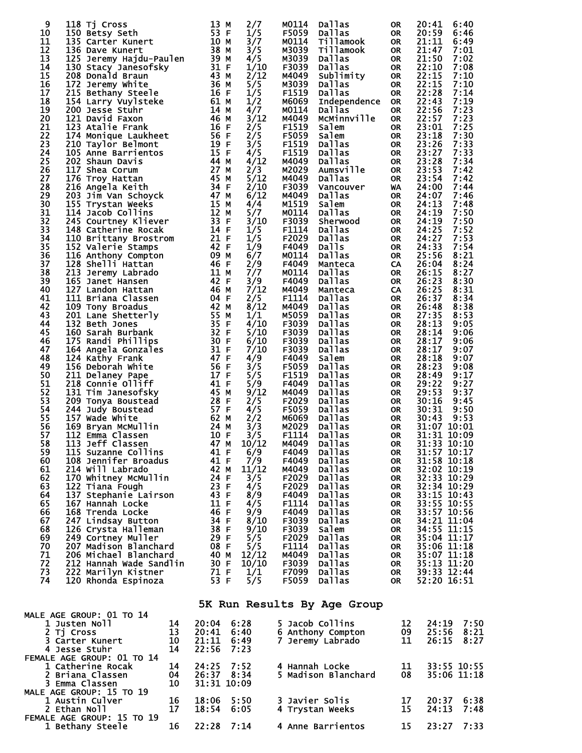| | | | | | | | | | | |
|---|---|---|---|---|---|---|---|---|---|---|
| 9 | 118 | Tj Cross | 13 M | 2/7 | M0114 | Dallas | OR | 20:41 | 6:40 |
| 10 | 150 | Betsy Seth | 53 F | 1/5 | F5059 | Dallas | OR | 20:59 | 6:46 |
| 11 | 135 | Carter Kunert | 10 M | 3/7 | M0114 | Tillamook | OR | 21:11 | 6:49 |
| 12 | 136 | Dave Kunert | 38 M | 3/5 | M3039 | Tillamook | OR | 21:47 | 7:01 |
| 13 | 125 | Jeremy Hajdu-Paulen | 39 M | 4/5 | M3039 | Dallas | OR | 21:50 | 7:02 |
| 14 | 130 | Stacy Janesofsky | 31 F | 1/10 | F3039 | Dallas | OR | 22:10 | 7:08 |
| 15 | 208 | Donald Braun | 43 M | 2/12 | M4049 | Sublimity | OR | 22:15 | 7:10 |
| 16 | 172 | Jeremy White | 36 M | 5/5 | M3039 | Dallas | OR | 22:15 | 7:10 |
| 17 | 215 | Bethany Steele | 16 F | 1/5 | F1519 | Dallas | OR | 22:28 | 7:14 |
| 18 | 154 | Larry Vuylsteke | 61 M | 1/2 | M6069 | Independence | OR | 22:43 | 7:19 |
| 19 | 200 | Jesse Stuhr | 14 M | 4/7 | M0114 | Dallas | OR | 22:56 | 7:23 |
| 20 | 121 | David Faxon | 46 M | 3/12 | M4049 | McMinnville | OR | 22:57 | 7:23 |
| 21 | 123 | Atalie Frank | 16 F | 2/5 | F1519 | Salem | OR | 23:01 | 7:25 |
| 22 | 174 | Monique Laukheet | 56 F | 2/5 | F5059 | Salem | OR | 23:18 | 7:30 |
| 23 | 210 | Taylor Belmont | 19 F | 3/5 | F1519 | Dallas | OR | 23:26 | 7:33 |
| 24 | 105 | Anne Barrientos | 15 F | 4/5 | F1519 | Dallas | OR | 23:27 | 7:33 |
| 25 | 202 | Shaun Davis | 44 M | 4/12 | M4049 | Dallas | OR | 23:28 | 7:34 |
| 26 | 117 | Shea Corum | 27 M | 2/3 | M2029 | Aumsville | OR | 23:53 | 7:42 |
| 27 | 176 | Troy Hattan | 45 M | 5/12 | M4049 | Dallas | OR | 23:54 | 7:42 |
| 28 | 216 | Angela Keith | 34 F | 2/10 | F3039 | Vancouver | WA | 24:00 | 7:44 |
| 29 | 203 | Jim Van Schoyck | 47 M | 6/12 | M4049 | Dallas | OR | 24:07 | 7:46 |
| 30 | 155 | Trystan Weeks | 15 M | 4/4 | M1519 | Salem | OR | 24:13 | 7:48 |
| 31 | 114 | Jacob Collins | 12 M | 5/7 | M0114 | Dallas | OR | 24:19 | 7:50 |
| 32 | 245 | Courtney Kliever | 33 F | 3/10 | F3039 | Sherwood | OR | 24:19 | 7:50 |
| 33 | 148 | Catherine Rocak | 14 F | 1/5 | F1114 | Dallas | OR | 24:25 | 7:52 |
| 34 | 110 | Brittany Brostrom | 21 F | 1/5 | F2029 | Dallas | OR | 24:27 | 7:53 |
| 35 | 152 | Valerie Stamps | 42 F | 1/9 | F4049 | Dalls | OR | 24:33 | 7:54 |
| 36 | 116 | Anthony Compton | 09 M | 6/7 | M0114 | Dallas | OR | 25:56 | 8:21 |
| 37 | 128 | Shelli Hattan | 46 F | 2/9 | F4049 | Manteca | CA | 26:04 | 8:24 |
| 38 | 213 | Jeremy Labrado | 11 M | 7/7 | M0114 | Dallas | OR | 26:15 | 8:27 |
| 39 | 165 | Janet Hansen | 42 F | 3/9 | F4049 | Dallas | OR | 26:23 | 8:30 |
| 40 | 127 | Landon Hattan | 46 M | 7/12 | M4049 | Manteca | CA | 26:25 | 8:31 |
| 41 | 111 | Briana Classen | 04 F | 2/5 | F1114 | Dallas | OR | 26:37 | 8:34 |
| 42 | 109 | Tony Broadus | 42 M | 8/12 | M4049 | Dallas | OR | 26:48 | 8:38 |
| 43 | 201 | Lane Shetterly | 55 M | 1/1 | M5059 | Dallas | OR | 27:35 | 8:53 |
| 44 | 132 | Beth Jones | 35 F | 4/10 | F3039 | Dallas | OR | 28:13 | 9:05 |
| 45 | 160 | Sarah Burbank | 32 F | 5/10 | F3039 | Dallas | OR | 28:14 | 9:06 |
| 46 | 175 | Randi Phillips | 30 F | 6/10 | F3039 | Dallas | OR | 28:17 | 9:06 |
| 47 | 164 | Angela Gonzales | 31 F | 7/10 | F3039 | Dallas | OR | 28:17 | 9:07 |
| 48 | 124 | Kathy Frank | 47 F | 4/9 | F4049 | Salem | OR | 28:18 | 9:07 |
| 49 | 156 | Deborah White | 56 F | 3/5 | F5059 | Dallas | OR | 28:23 | 9:08 |
| 50 | 211 | Delaney Pape | 17 F | 5/5 | F1519 | Dallas | OR | 28:49 | 9:17 |
| 51 | 218 | Connie Olliff | 41 F | 5/9 | F4049 | Dallas | OR | 29:22 | 9:27 |
| 52 | 131 | Tim Janesofsky | 45 M | 9/12 | M4049 | Dallas | OR | 29:53 | 9:37 |
| 53 | 209 | Tonya Boustead | 28 F | 2/5 | F2029 | Dallas | OR | 30:16 | 9:45 |
| 54 | 244 | Judy Boustead | 57 F | 4/5 | F5059 | Dallas | OR | 30:31 | 9:50 |
| 55 | 157 | Wade White | 62 M | 2/2 | M6069 | Dallas | OR | 30:43 | 9:53 |
| 56 | 169 | Bryan McMullin | 24 M | 3/3 | M2029 | Dallas | OR | 31:07 | 10:01 |
| 57 | 112 | Emma Classen | 10 F | 3/5 | F1114 | Dallas | OR | 31:31 | 10:09 |
| 58 | 113 | Jeff Classen | 47 M | 10/12 | M4049 | Dallas | OR | 31:33 | 10:10 |
| 59 | 115 | Suzanne Collins | 41 F | 6/9 | F4049 | Dallas | OR | 31:57 | 10:17 |
| 60 | 108 | Jennifer Broadus | 41 F | 7/9 | F4049 | Dallas | OR | 31:58 | 10:18 |
| 61 | 214 | Will Labrado | 42 M | 11/12 | M4049 | Dallas | OR | 32:02 | 10:19 |
| 62 | 170 | Whitney McMullin | 24 F | 3/5 | F2029 | Dallas | OR | 32:33 | 10:29 |
| 63 | 122 | Tiana Fough | 23 F | 4/5 | F2029 | Dallas | OR | 32:34 | 10:29 |
| 64 | 137 | Stephanie Lairson | 43 F | 8/9 | F4049 | Dallas | OR | 33:15 | 10:43 |
| 65 | 167 | Hannah Locke | 11 F | 4/5 | F1114 | Dallas | OR | 33:55 | 10:55 |
| 66 | 168 | Trenda Locke | 46 F | 9/9 | F4049 | Dallas | OR | 33:57 | 10:56 |
| 67 | 247 | Lindsay Button | 34 F | 8/10 | F3039 | Dallas | OR | 34:21 | 11:04 |
| 68 | 126 | Crysta Halleman | 38 F | 9/10 | F3039 | Salem | OR | 34:55 | 11:15 |
| 69 | 249 | Cortney Muller | 29 F | 5/5 | F2029 | Dallas | OR | 35:04 | 11:17 |
| 70 | 207 | Madison Blanchard | 08 F | 5/5 | F1114 | Dallas | OR | 35:06 | 11:18 |
| 71 | 206 | Michael Blanchard | 40 M | 12/12 | M4049 | Dallas | OR | 35:07 | 11:18 |
| 72 | 212 | Hannah Wade Sandlin | 30 F | 10/10 | F3039 | Dallas | OR | 35:13 | 11:20 |
| 73 | 222 | Marilyn Kistner | 71 F | 1/1 | F7099 | Dallas | OR | 39:33 | 12:44 |
| 74 | 120 | Rhonda Espinoza | 53 F | 5/5 | F5059 | Dallas | OR | 52:20 | 16:51 |

## 5K Run Results By Age Group

MALE AGE GROUP: 01 TO 14

| | | | | | | | | |
|---|---|---|---|---|---|---|---|---|
| 1 Justen Noll | 14 | 20:04 | 6:28 | 5 Jacob Collins | 12 | 24:19 | 7:50 |
| 2 Tj Cross | 13 | 20:41 | 6:40 | 6 Anthony Compton | 09 | 25:56 | 8:21 |
| 3 Carter Kunert | 10 | 21:11 | 6:49 | 7 Jeremy Labrado | 11 | 26:15 | 8:27 |
| 4 Jesse Stuhr | 14 | 22:56 | 7:23 | | | | |

FEMALE AGE GROUP: 01 TO 14

| | | | | | | | |
|---|---|---|---|---|---|---|---|
| 1 Catherine Rocak | 14 | 24:25 | 7:52 | 4 Hannah Locke | 11 | 33:55 | 10:55 |
| 2 Briana Classen | 04 | 26:37 | 8:34 | 5 Madison Blanchard | 08 | 35:06 | 11:18 |
| 3 Emma Classen | 10 | 31:31 | 10:09 | | | | |

MALE AGE GROUP: 15 TO 19

| | | | | | | | |
|---|---|---|---|---|---|---|---|
| 1 Austin Culver | 16 | 18:06 | 5:50 | 3 Javier Solis | 17 | 20:37 | 6:38 |
| 2 Ethan Noll | 17 | 18:54 | 6:05 | 4 Trystan Weeks | 15 | 24:13 | 7:48 |

FEMALE AGE GROUP: 15 TO 19

| | | | | | | | |
|---|---|---|---|---|---|---|---|
| 1 Bethany Steele | 16 | 22:28 | 7:14 | 4 Anne Barrientos | 15 | 23:27 | 7:33 |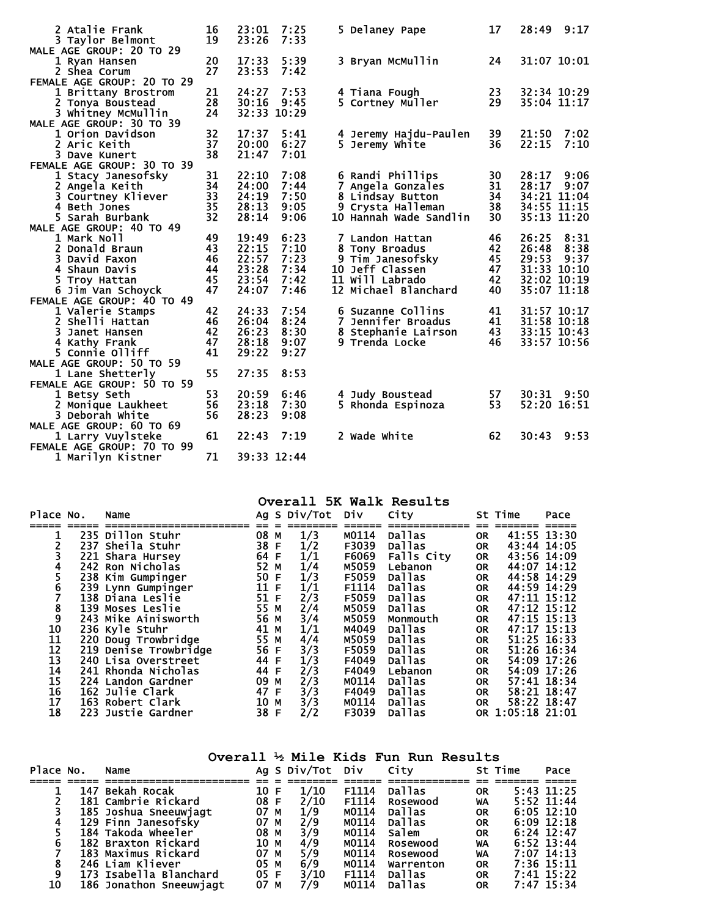```
   2 Atalie Frank          16   23:01  7:25      5 Delaney Pape          17   28:49  9:17
   3 Taylor Belmont        19   23:26  7:33
MALE AGE GROUP: 20 TO 29
   1 Ryan Hansen           20   17:33  5:39      3 Bryan McMullin        24   31:07 10:01
   2 Shea Corum            27   23:53  7:42
FEMALE AGE GROUP: 20 TO 29
   1 Brittany Brostrom     21   24:27  7:53      4 Tiana Fough           23   32:34 10:29
   2 Tonya Boustead        28   30:16  9:45      5 Cortney Muller        29   35:04 11:17
   3 Whitney McMullin      24   32:33 10:29
MALE AGE GROUP: 30 TO 39
   1 Orion Davidson        32   17:37  5:41      4 Jeremy Hajdu-Paulen   39   21:50  7:02
   2 Aric Keith            37   20:00  6:27      5 Jeremy White          36   22:15  7:10
   3 Dave Kunert           38   21:47  7:01
FEMALE AGE GROUP: 30 TO 39
   1 Stacy Janesofsky      31   22:10  7:08      6 Randi Phillips        30   28:17  9:06
   2 Angela Keith          34   24:00  7:44      7 Angela Gonzales       31   28:17  9:07
   3 Courtney Kliever      33   24:19  7:50      8 Lindsay Button        34   34:21 11:04
   4 Beth Jones            35   28:13  9:05      9 Crysta Halleman       38   34:55 11:15
   5 Sarah Burbank         32   28:14  9:06     10 Hannah Wade Sandlin   30   35:13 11:20
MALE AGE GROUP: 40 TO 49
   1 Mark Noll             49   19:49  6:23      7 Landon Hattan         46   26:25  8:31
   2 Donald Braun          43   22:15  7:10      8 Tony Broadus          42   26:48  8:38
   3 David Faxon           46   22:57  7:23      9 Tim Janesofsky        45   29:53  9:37
   4 Shaun Davis           44   23:28  7:34     10 Jeff Classen          47   31:33 10:10
   5 Troy Hattan           45   23:54  7:42     11 Will Labrado          42   32:02 10:19
   6 Jim Van Schoyck       47   24:07  7:46     12 Michael Blanchard     40   35:07 11:18
FEMALE AGE GROUP: 40 TO 49
   1 Valerie Stamps        42   24:33  7:54      6 Suzanne Collins       41   31:57 10:17
   2 Shelli Hattan         46   26:04  8:24      7 Jennifer Broadus      41   31:58 10:18
   3 Janet Hansen          42   26:23  8:30      8 Stephanie Lairson     43   33:15 10:43
   4 Kathy Frank           47   28:18  9:07      9 Trenda Locke          46   33:57 10:56
   5 Connie Olliff         41   29:22  9:27
MALE AGE GROUP: 50 TO 59
   1 Lane Shetterly        55   27:35  8:53
FEMALE AGE GROUP: 50 TO 59
   1 Betsy Seth            53   20:59  6:46      4 Judy Boustead         57   30:31  9:50
   2 Monique Laukheet      56   23:18  7:30      5 Rhonda Espinoza       53   52:20 16:51
   3 Deborah White         56   28:23  9:08
MALE AGE GROUP: 60 TO 69
   1 Larry Vuylsteke       61   22:43  7:19      2 Wade White            62   30:43  9:53
FEMALE AGE GROUP: 70 TO 99
   1 Marilyn Kistner       71   39:33 12:44
```

## Overall 5K Walk Results

| Place | No. | Name | Ag | S | Div/Tot | Div | City | St | Time | Pace |
|---|---|---|---|---|---|---|---|---|---|---|
| 1 | 235 | Dillon Stuhr | 08 | M | 1/3 | M0114 | Dallas | OR | 41:55 | 13:30 |
| 2 | 237 | Sheila Stuhr | 38 | F | 1/2 | F3039 | Dallas | OR | 43:44 | 14:05 |
| 3 | 221 | Shara Hursey | 64 | F | 1/1 | F6069 | Falls City | OR | 43:56 | 14:09 |
| 4 | 242 | Ron Nicholas | 52 | M | 1/4 | M5059 | Lebanon | OR | 44:07 | 14:12 |
| 5 | 238 | Kim Gumpinger | 50 | F | 1/3 | F5059 | Dallas | OR | 44:58 | 14:29 |
| 6 | 239 | Lynn Gumpinger | 11 | F | 1/1 | F1114 | Dallas | OR | 44:59 | 14:29 |
| 7 | 138 | Diana Leslie | 51 | F | 2/3 | F5059 | Dallas | OR | 47:11 | 15:12 |
| 8 | 139 | Moses Leslie | 55 | M | 2/4 | M5059 | Dallas | OR | 47:12 | 15:12 |
| 9 | 243 | Mike Ainisworth | 56 | M | 3/4 | M5059 | Monmouth | OR | 47:15 | 15:13 |
| 10 | 236 | Kyle Stuhr | 41 | M | 1/1 | M4049 | Dallas | OR | 47:17 | 15:13 |
| 11 | 220 | Doug Trowbridge | 55 | M | 4/4 | M5059 | Dallas | OR | 51:25 | 16:33 |
| 12 | 219 | Denise Trowbridge | 56 | F | 3/3 | F5059 | Dallas | OR | 51:26 | 16:34 |
| 13 | 240 | Lisa Overstreet | 44 | F | 1/3 | F4049 | Dallas | OR | 54:09 | 17:26 |
| 14 | 241 | Rhonda Nicholas | 44 | F | 2/3 | F4049 | Lebanon | OR | 54:09 | 17:26 |
| 15 | 224 | Landon Gardner | 09 | M | 2/3 | M0114 | Dallas | OR | 57:41 | 18:34 |
| 16 | 162 | Julie Clark | 47 | F | 3/3 | F4049 | Dallas | OR | 58:21 | 18:47 |
| 17 | 163 | Robert Clark | 10 | M | 3/3 | M0114 | Dallas | OR | 58:22 | 18:47 |
| 18 | 223 | Justie Gardner | 38 | F | 2/2 | F3039 | Dallas | OR | 1:05:18 | 21:01 |

## Overall ½ Mile Kids Fun Run Results

| Place | No. | Name | Ag | S | Div/Tot | Div | City | St | Time | Pace |
|---|---|---|---|---|---|---|---|---|---|---|
| 1 | 147 | Bekah Rocak | 10 | F | 1/10 | F1114 | Dallas | OR | 5:43 | 11:25 |
| 2 | 181 | Cambrie Rickard | 08 | F | 2/10 | F1114 | Rosewood | WA | 5:52 | 11:44 |
| 3 | 185 | Joshua Sneeuwjagt | 07 | M | 1/9 | M0114 | Dallas | OR | 6:05 | 12:10 |
| 4 | 129 | Finn Janesofsky | 07 | M | 2/9 | M0114 | Dallas | OR | 6:09 | 12:18 |
| 5 | 184 | Takoda Wheeler | 08 | M | 3/9 | M0114 | Salem | OR | 6:24 | 12:47 |
| 6 | 182 | Braxton Rickard | 10 | M | 4/9 | M0114 | Rosewood | WA | 6:52 | 13:44 |
| 7 | 183 | Maximus Rickard | 07 | M | 5/9 | M0114 | Rosewood | WA | 7:07 | 14:13 |
| 8 | 246 | Liam Kliever | 05 | M | 6/9 | M0114 | Warrenton | OR | 7:36 | 15:11 |
| 9 | 173 | Isabella Blanchard | 05 | F | 3/10 | F1114 | Dallas | OR | 7:41 | 15:22 |
| 10 | 186 | Jonathon Sneeuwjagt | 07 | M | 7/9 | M0114 | Dallas | OR | 7:47 | 15:34 |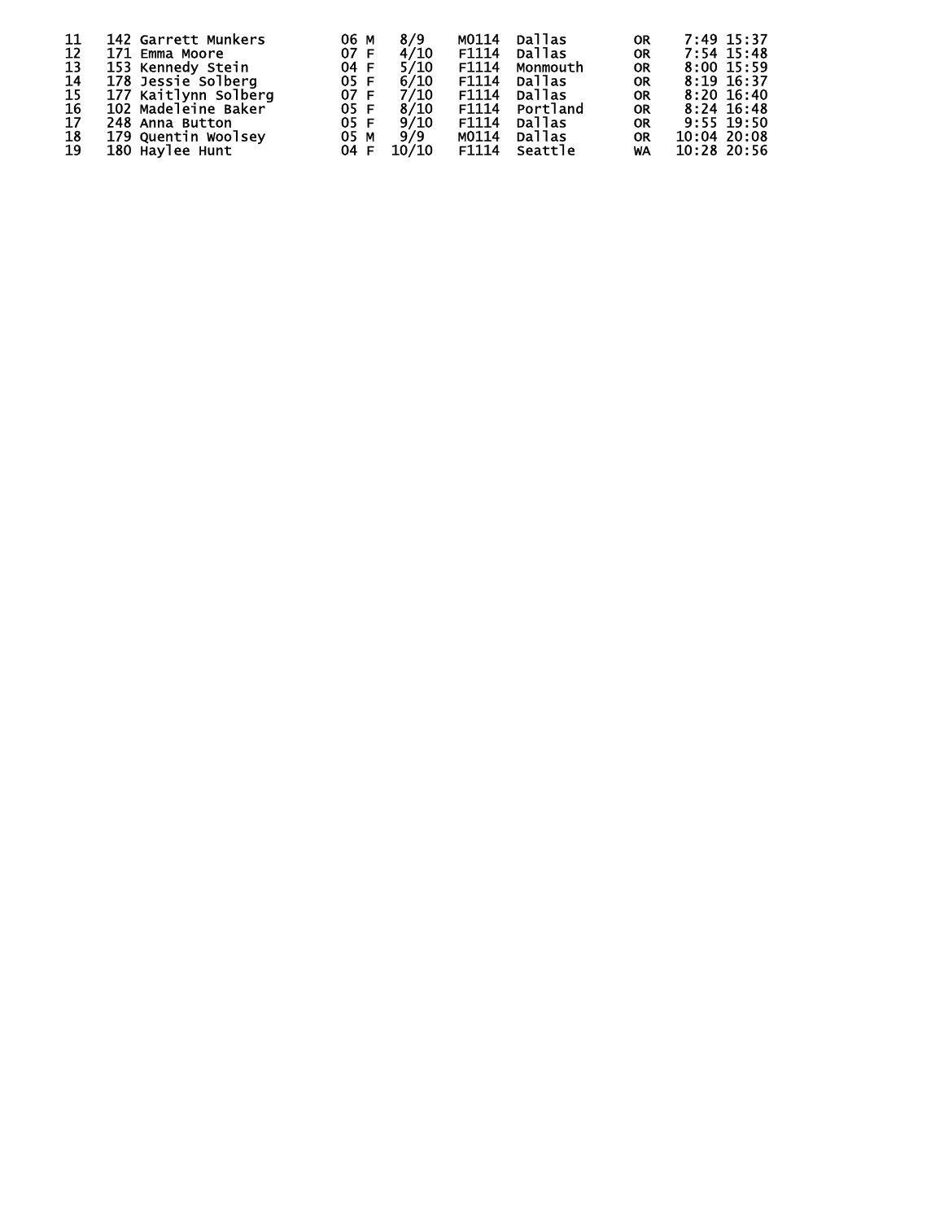| | | | | | | | | | | |
|---|---|---|---|---|---|---|---|---|---|---|
| 11 | 142 | Garrett Munkers | 06 | M | 8/9 | M0114 | Dallas | OR | 7:49 | 15:37 |
| 12 | 171 | Emma Moore | 07 | F | 4/10 | F1114 | Dallas | OR | 7:54 | 15:48 |
| 13 | 153 | Kennedy Stein | 04 | F | 5/10 | F1114 | Monmouth | OR | 8:00 | 15:59 |
| 14 | 178 | Jessie Solberg | 05 | F | 6/10 | F1114 | Dallas | OR | 8:19 | 16:37 |
| 15 | 177 | Kaitlynn Solberg | 07 | F | 7/10 | F1114 | Dallas | OR | 8:20 | 16:40 |
| 16 | 102 | Madeleine Baker | 05 | F | 8/10 | F1114 | Portland | OR | 8:24 | 16:48 |
| 17 | 248 | Anna Button | 05 | F | 9/10 | F1114 | Dallas | OR | 9:55 | 19:50 |
| 18 | 179 | Quentin Woolsey | 05 | M | 9/9 | M0114 | Dallas | OR | 10:04 | 20:08 |
| 19 | 180 | Haylee Hunt | 04 | F | 10/10 | F1114 | Seattle | WA | 10:28 | 20:56 |